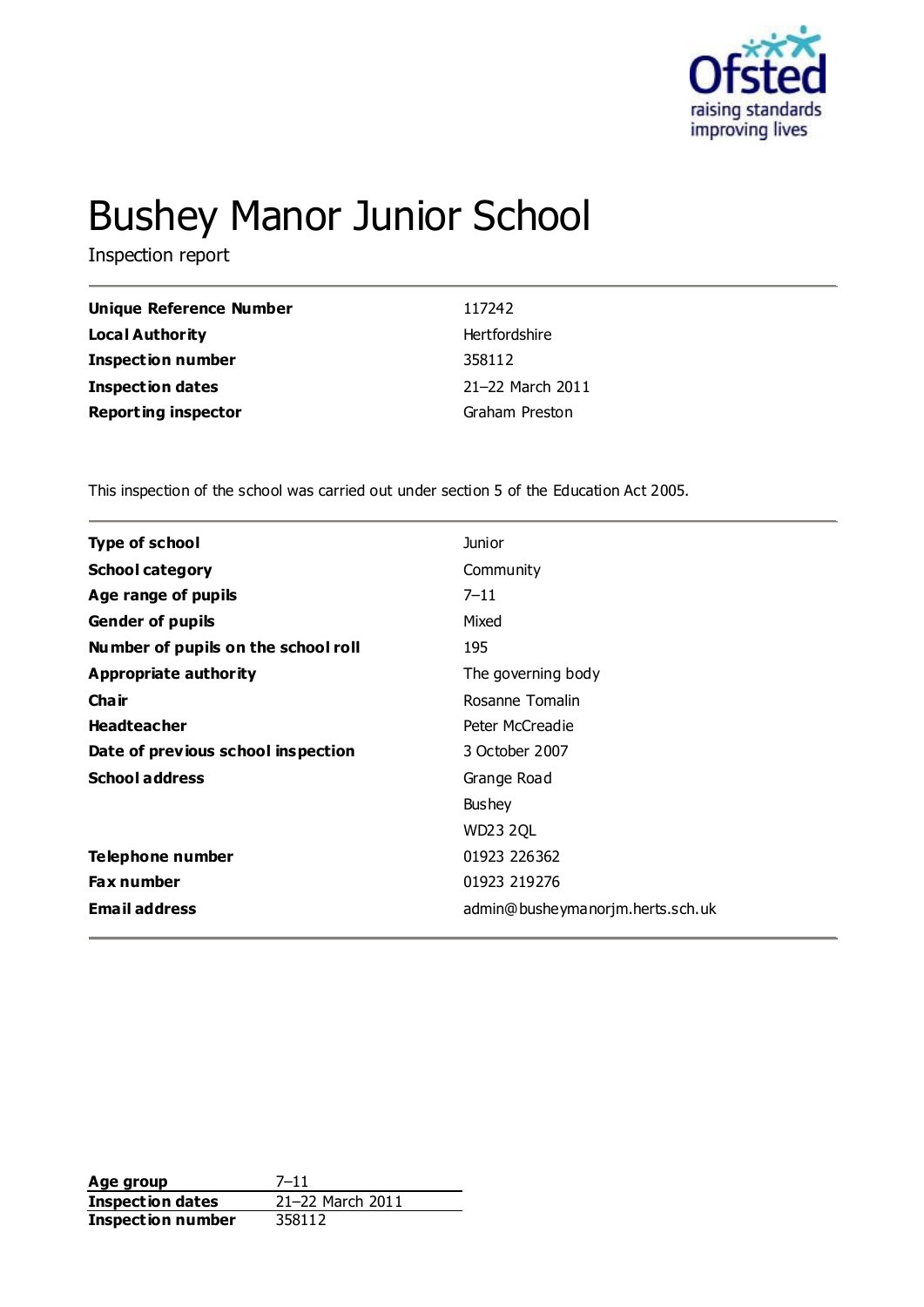# Bushey Manor Junior School

Inspection report

| | |
|---|---|
| **Unique Reference Number** | 117242 |
| **Local Authority** | Hertfordshire |
| **Inspection number** | 358112 |
| **Inspection dates** | 21–22 March 2011 |
| **Reporting inspector** | Graham Preston |

This inspection of the school was carried out under section 5 of the Education Act 2005.

| | |
|---|---|
| **Type of school** | Junior |
| **School category** | Community |
| **Age range of pupils** | 7–11 |
| **Gender of pupils** | Mixed |
| **Number of pupils on the school roll** | 195 |
| **Appropriate authority** | The governing body |
| **Chair** | Rosanne Tomalin |
| **Headteacher** | Peter McCreadie |
| **Date of previous school inspection** | 3 October 2007 |
| **School address** | Grange Road<br>Bushey<br>WD23 2QL |
| **Telephone number** | 01923 226362 |
| **Fax number** | 01923 219276 |
| **Email address** | admin@busheymanorjm.herts.sch.uk |

| | |
|---|---|
| **Age group** | 7–11 |
| **Inspection dates** | 21–22 March 2011 |
| **Inspection number** | 358112 |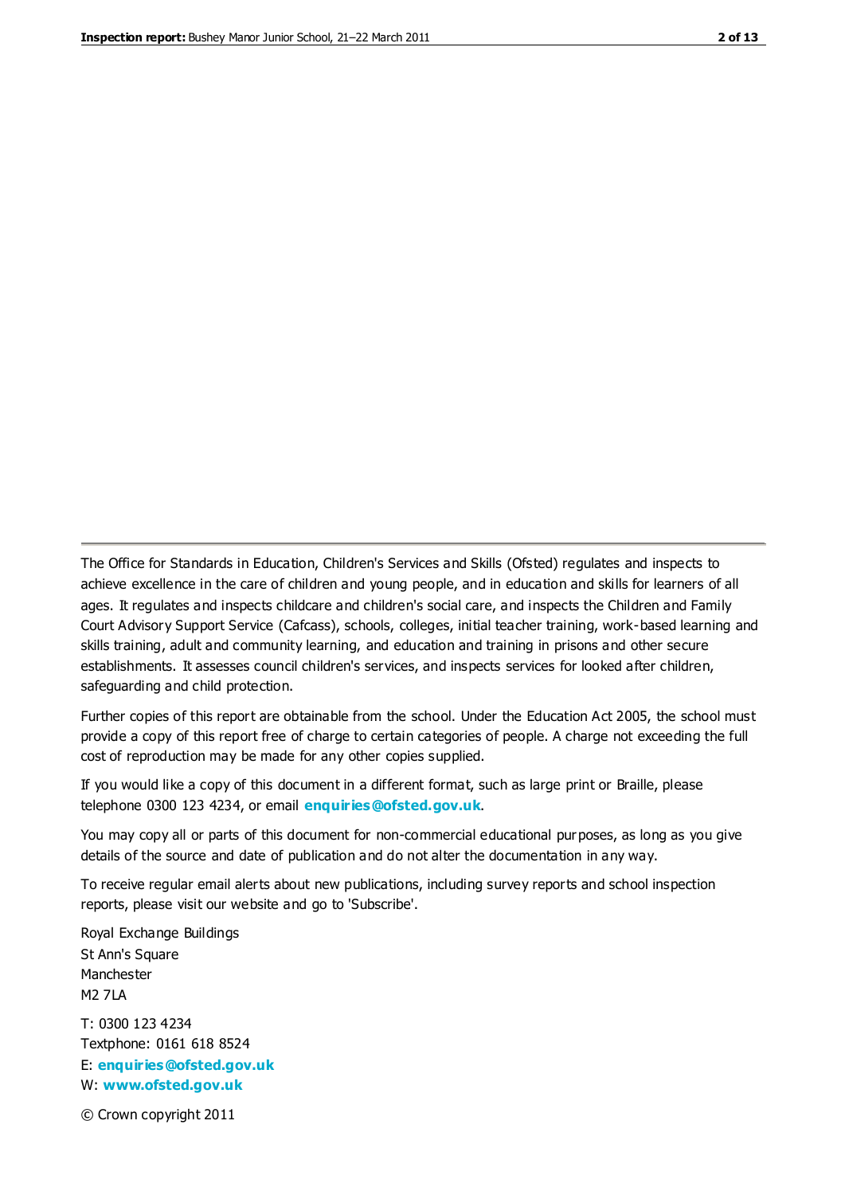The Office for Standards in Education, Children's Services and Skills (Ofsted) regulates and inspects to achieve excellence in the care of children and young people, and in education and skills for learners of all ages. It regulates and inspects childcare and children's social care, and inspects the Children and Family Court Advisory Support Service (Cafcass), schools, colleges, initial teacher training, work-based learning and skills training, adult and community learning, and education and training in prisons and other secure establishments. It assesses council children's services, and inspects services for looked after children, safeguarding and child protection.

Further copies of this report are obtainable from the school. Under the Education Act 2005, the school must provide a copy of this report free of charge to certain categories of people. A charge not exceeding the full cost of reproduction may be made for any other copies supplied.

If you would like a copy of this document in a different format, such as large print or Braille, please telephone 0300 123 4234, or email **enquiries@ofsted.gov.uk**.

You may copy all or parts of this document for non-commercial educational purposes, as long as you give details of the source and date of publication and do not alter the documentation in any way.

To receive regular email alerts about new publications, including survey reports and school inspection reports, please visit our website and go to 'Subscribe'.

Royal Exchange Buildings
St Ann's Square
Manchester
M2 7LA

T: 0300 123 4234
Textphone: 0161 618 8524
E: **enquiries@ofsted.gov.uk**
W: **www.ofsted.gov.uk**

© Crown copyright 2011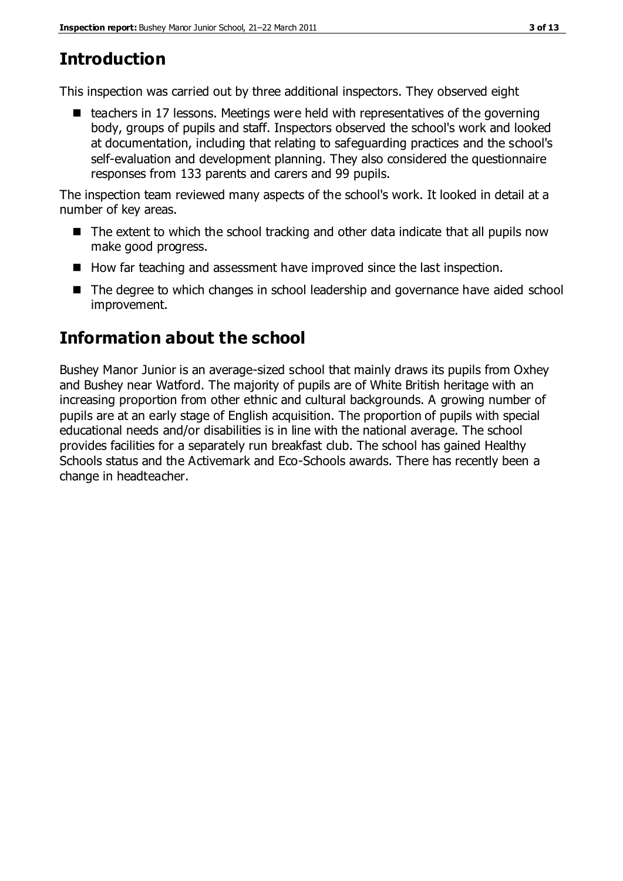## Introduction

This inspection was carried out by three additional inspectors. They observed eight

- teachers in 17 lessons. Meetings were held with representatives of the governing body, groups of pupils and staff. Inspectors observed the school's work and looked at documentation, including that relating to safeguarding practices and the school's self-evaluation and development planning. They also considered the questionnaire responses from 133 parents and carers and 99 pupils.

The inspection team reviewed many aspects of the school's work. It looked in detail at a number of key areas.

- The extent to which the school tracking and other data indicate that all pupils now make good progress.
- How far teaching and assessment have improved since the last inspection.
- The degree to which changes in school leadership and governance have aided school improvement.

## Information about the school

Bushey Manor Junior is an average-sized school that mainly draws its pupils from Oxhey and Bushey near Watford. The majority of pupils are of White British heritage with an increasing proportion from other ethnic and cultural backgrounds. A growing number of pupils are at an early stage of English acquisition. The proportion of pupils with special educational needs and/or disabilities is in line with the national average. The school provides facilities for a separately run breakfast club. The school has gained Healthy Schools status and the Activemark and Eco-Schools awards. There has recently been a change in headteacher.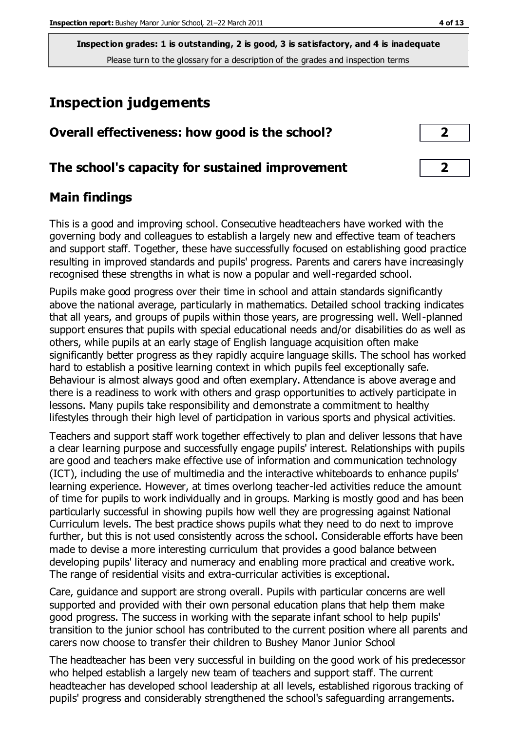**Inspection grades: 1 is outstanding, 2 is good, 3 is satisfactory, and 4 is inadequate**
Please turn to the glossary for a description of the grades and inspection terms

# Inspection judgements

| | |
|---|---|
| **Overall effectiveness: how good is the school?** | **2** |
| **The school's capacity for sustained improvement** | **2** |

## Main findings

This is a good and improving school. Consecutive headteachers have worked with the governing body and colleagues to establish a largely new and effective team of teachers and support staff. Together, these have successfully focused on establishing good practice resulting in improved standards and pupils' progress. Parents and carers have increasingly recognised these strengths in what is now a popular and well-regarded school.

Pupils make good progress over their time in school and attain standards significantly above the national average, particularly in mathematics. Detailed school tracking indicates that all years, and groups of pupils within those years, are progressing well. Well-planned support ensures that pupils with special educational needs and/or disabilities do as well as others, while pupils at an early stage of English language acquisition often make significantly better progress as they rapidly acquire language skills. The school has worked hard to establish a positive learning context in which pupils feel exceptionally safe. Behaviour is almost always good and often exemplary. Attendance is above average and there is a readiness to work with others and grasp opportunities to actively participate in lessons. Many pupils take responsibility and demonstrate a commitment to healthy lifestyles through their high level of participation in various sports and physical activities.

Teachers and support staff work together effectively to plan and deliver lessons that have a clear learning purpose and successfully engage pupils' interest. Relationships with pupils are good and teachers make effective use of information and communication technology (ICT), including the use of multimedia and the interactive whiteboards to enhance pupils' learning experience. However, at times overlong teacher-led activities reduce the amount of time for pupils to work individually and in groups. Marking is mostly good and has been particularly successful in showing pupils how well they are progressing against National Curriculum levels. The best practice shows pupils what they need to do next to improve further, but this is not used consistently across the school. Considerable efforts have been made to devise a more interesting curriculum that provides a good balance between developing pupils' literacy and numeracy and enabling more practical and creative work. The range of residential visits and extra-curricular activities is exceptional.

Care, guidance and support are strong overall. Pupils with particular concerns are well supported and provided with their own personal education plans that help them make good progress. The success in working with the separate infant school to help pupils' transition to the junior school has contributed to the current position where all parents and carers now choose to transfer their children to Bushey Manor Junior School

The headteacher has been very successful in building on the good work of his predecessor who helped establish a largely new team of teachers and support staff. The current headteacher has developed school leadership at all levels, established rigorous tracking of pupils' progress and considerably strengthened the school's safeguarding arrangements.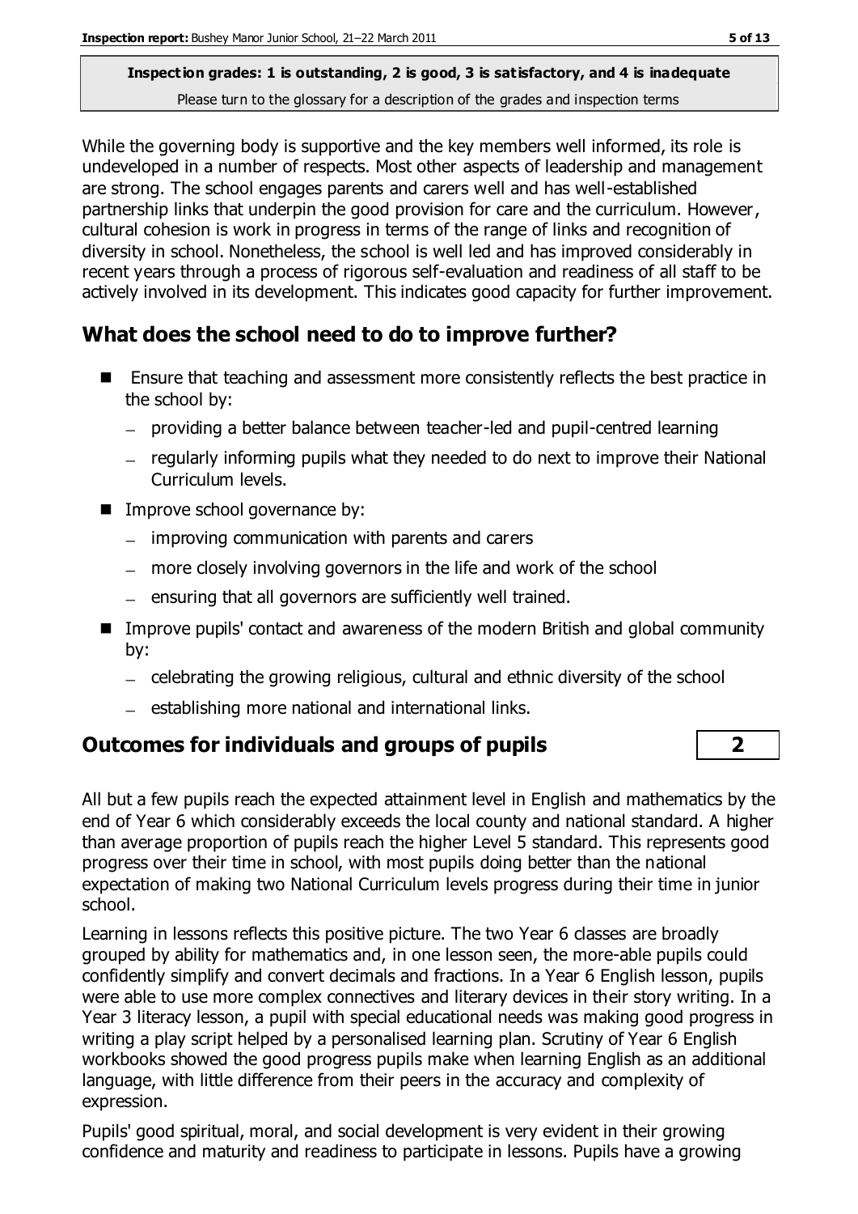**Inspection grades: 1 is outstanding, 2 is good, 3 is satisfactory, and 4 is inadequate**
Please turn to the glossary for a description of the grades and inspection terms

While the governing body is supportive and the key members well informed, its role is undeveloped in a number of respects. Most other aspects of leadership and management are strong. The school engages parents and carers well and has well-established partnership links that underpin the good provision for care and the curriculum. However, cultural cohesion is work in progress in terms of the range of links and recognition of diversity in school. Nonetheless, the school is well led and has improved considerably in recent years through a process of rigorous self-evaluation and readiness of all staff to be actively involved in its development. This indicates good capacity for further improvement.

## What does the school need to do to improve further?

- Ensure that teaching and assessment more consistently reflects the best practice in the school by:
  - providing a better balance between teacher-led and pupil-centred learning
  - regularly informing pupils what they needed to do next to improve their National Curriculum levels.
- Improve school governance by:
  - improving communication with parents and carers
  - more closely involving governors in the life and work of the school
  - ensuring that all governors are sufficiently well trained.
- Improve pupils' contact and awareness of the modern British and global community by:
  - celebrating the growing religious, cultural and ethnic diversity of the school
  - establishing more national and international links.

## Outcomes for individuals and groups of pupils — 2

All but a few pupils reach the expected attainment level in English and mathematics by the end of Year 6 which considerably exceeds the local county and national standard. A higher than average proportion of pupils reach the higher Level 5 standard. This represents good progress over their time in school, with most pupils doing better than the national expectation of making two National Curriculum levels progress during their time in junior school.

Learning in lessons reflects this positive picture. The two Year 6 classes are broadly grouped by ability for mathematics and, in one lesson seen, the more-able pupils could confidently simplify and convert decimals and fractions. In a Year 6 English lesson, pupils were able to use more complex connectives and literary devices in their story writing. In a Year 3 literacy lesson, a pupil with special educational needs was making good progress in writing a play script helped by a personalised learning plan. Scrutiny of Year 6 English workbooks showed the good progress pupils make when learning English as an additional language, with little difference from their peers in the accuracy and complexity of expression.

Pupils' good spiritual, moral, and social development is very evident in their growing confidence and maturity and readiness to participate in lessons. Pupils have a growing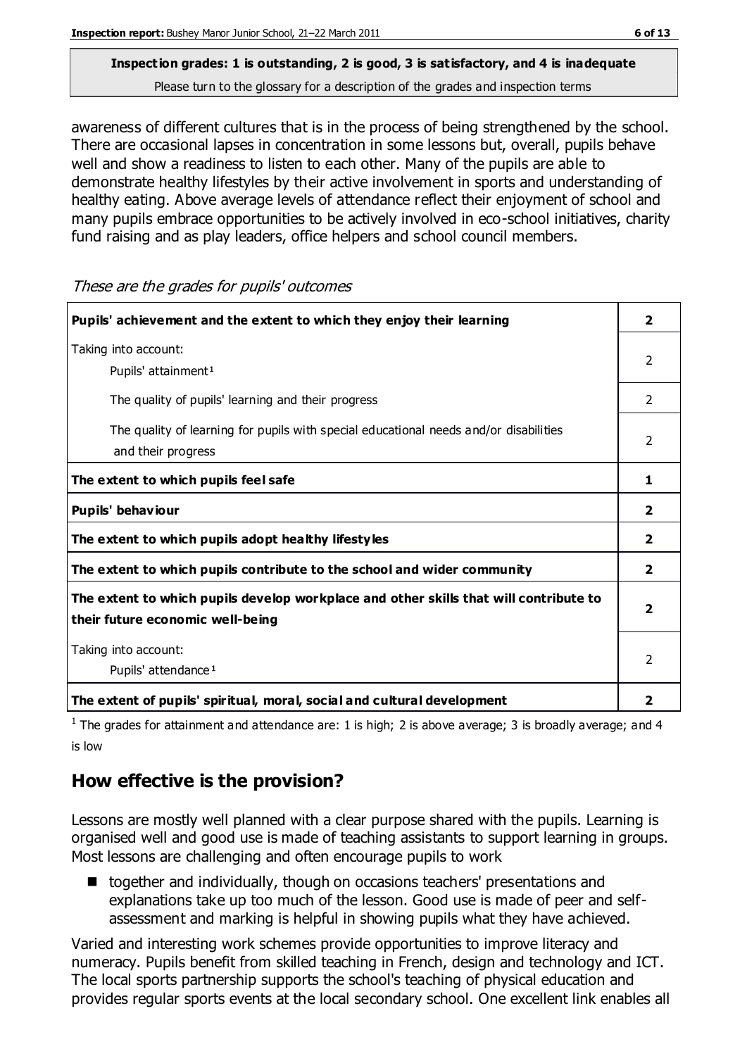**Inspection grades: 1 is outstanding, 2 is good, 3 is satisfactory, and 4 is inadequate**
Please turn to the glossary for a description of the grades and inspection terms

awareness of different cultures that is in the process of being strengthened by the school. There are occasional lapses in concentration in some lessons but, overall, pupils behave well and show a readiness to listen to each other. Many of the pupils are able to demonstrate healthy lifestyles by their active involvement in sports and understanding of healthy eating. Above average levels of attendance reflect their enjoyment of school and many pupils embrace opportunities to be actively involved in eco-school initiatives, charity fund raising and as play leaders, office helpers and school council members.

*These are the grades for pupils' outcomes*

| | |
|---|---|
| **Pupils' achievement and the extent to which they enjoy their learning** | **2** |
| Taking into account: Pupils' attainment[1] | 2 |
| The quality of pupils' learning and their progress | 2 |
| The quality of learning for pupils with special educational needs and/or disabilities and their progress | 2 |
| **The extent to which pupils feel safe** | **1** |
| **Pupils' behaviour** | **2** |
| **The extent to which pupils adopt healthy lifestyles** | **2** |
| **The extent to which pupils contribute to the school and wider community** | **2** |
| **The extent to which pupils develop workplace and other skills that will contribute to their future economic well-being** | **2** |
| Taking into account: Pupils' attendance[1] | 2 |
| **The extent of pupils' spiritual, moral, social and cultural development** | **2** |

[1] The grades for attainment and attendance are: 1 is high; 2 is above average; 3 is broadly average; and 4 is low

## How effective is the provision?

Lessons are mostly well planned with a clear purpose shared with the pupils. Learning is organised well and good use is made of teaching assistants to support learning in groups. Most lessons are challenging and often encourage pupils to work

- together and individually, though on occasions teachers' presentations and explanations take up too much of the lesson. Good use is made of peer and self-assessment and marking is helpful in showing pupils what they have achieved.

Varied and interesting work schemes provide opportunities to improve literacy and numeracy. Pupils benefit from skilled teaching in French, design and technology and ICT. The local sports partnership supports the school's teaching of physical education and provides regular sports events at the local secondary school. One excellent link enables all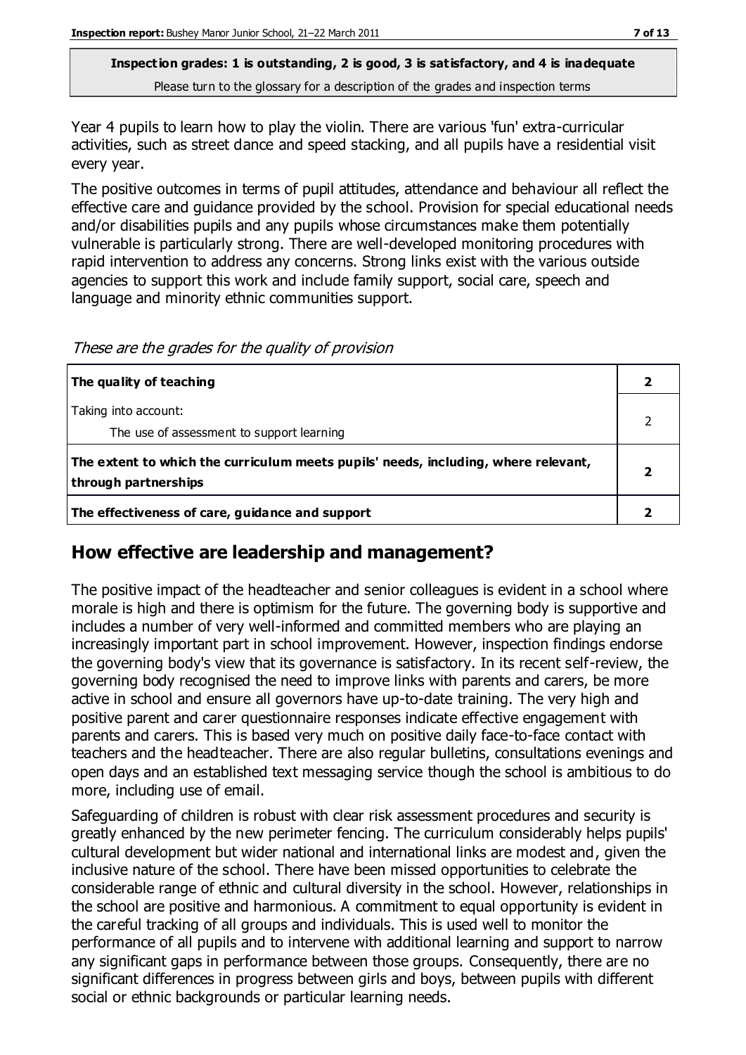**Inspection grades: 1 is outstanding, 2 is good, 3 is satisfactory, and 4 is inadequate**
Please turn to the glossary for a description of the grades and inspection terms

Year 4 pupils to learn how to play the violin. There are various 'fun' extra-curricular activities, such as street dance and speed stacking, and all pupils have a residential visit every year.

The positive outcomes in terms of pupil attitudes, attendance and behaviour all reflect the effective care and guidance provided by the school. Provision for special educational needs and/or disabilities pupils and any pupils whose circumstances make them potentially vulnerable is particularly strong. There are well-developed monitoring procedures with rapid intervention to address any concerns. Strong links exist with the various outside agencies to support this work and include family support, social care, speech and language and minority ethnic communities support.

*These are the grades for the quality of provision*

| | |
|---|---|
| **The quality of teaching** | **2** |
| Taking into account:<br>The use of assessment to support learning | 2 |
| **The extent to which the curriculum meets pupils' needs, including, where relevant, through partnerships** | **2** |
| **The effectiveness of care, guidance and support** | **2** |

## How effective are leadership and management?

The positive impact of the headteacher and senior colleagues is evident in a school where morale is high and there is optimism for the future. The governing body is supportive and includes a number of very well-informed and committed members who are playing an increasingly important part in school improvement. However, inspection findings endorse the governing body's view that its governance is satisfactory. In its recent self-review, the governing body recognised the need to improve links with parents and carers, be more active in school and ensure all governors have up-to-date training. The very high and positive parent and carer questionnaire responses indicate effective engagement with parents and carers. This is based very much on positive daily face-to-face contact with teachers and the headteacher. There are also regular bulletins, consultations evenings and open days and an established text messaging service though the school is ambitious to do more, including use of email.

Safeguarding of children is robust with clear risk assessment procedures and security is greatly enhanced by the new perimeter fencing. The curriculum considerably helps pupils' cultural development but wider national and international links are modest and, given the inclusive nature of the school. There have been missed opportunities to celebrate the considerable range of ethnic and cultural diversity in the school. However, relationships in the school are positive and harmonious. A commitment to equal opportunity is evident in the careful tracking of all groups and individuals. This is used well to monitor the performance of all pupils and to intervene with additional learning and support to narrow any significant gaps in performance between those groups. Consequently, there are no significant differences in progress between girls and boys, between pupils with different social or ethnic backgrounds or particular learning needs.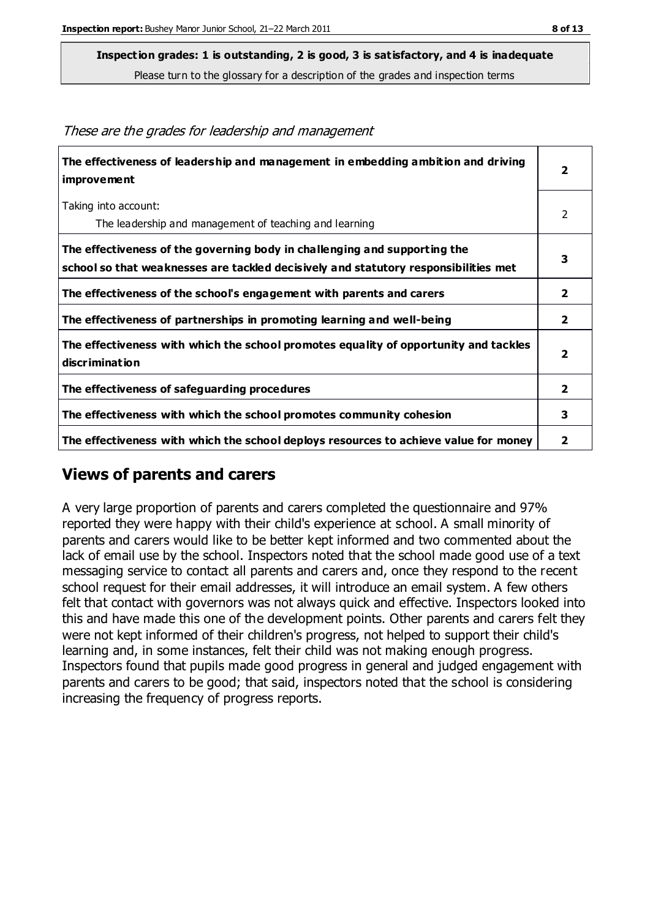**Inspection grades: 1 is outstanding, 2 is good, 3 is satisfactory, and 4 is inadequate**
Please turn to the glossary for a description of the grades and inspection terms

*These are the grades for leadership and management*

| | |
|---|---|
| **The effectiveness of leadership and management in embedding ambition and driving improvement** | **2** |
| Taking into account:<br>The leadership and management of teaching and learning | 2 |
| **The effectiveness of the governing body in challenging and supporting the school so that weaknesses are tackled decisively and statutory responsibilities met** | **3** |
| **The effectiveness of the school's engagement with parents and carers** | **2** |
| **The effectiveness of partnerships in promoting learning and well-being** | **2** |
| **The effectiveness with which the school promotes equality of opportunity and tackles discrimination** | **2** |
| **The effectiveness of safeguarding procedures** | **2** |
| **The effectiveness with which the school promotes community cohesion** | **3** |
| **The effectiveness with which the school deploys resources to achieve value for money** | **2** |

## Views of parents and carers

A very large proportion of parents and carers completed the questionnaire and 97% reported they were happy with their child's experience at school. A small minority of parents and carers would like to be better kept informed and two commented about the lack of email use by the school. Inspectors noted that the school made good use of a text messaging service to contact all parents and carers and, once they respond to the recent school request for their email addresses, it will introduce an email system. A few others felt that contact with governors was not always quick and effective. Inspectors looked into this and have made this one of the development points. Other parents and carers felt they were not kept informed of their children's progress, not helped to support their child's learning and, in some instances, felt their child was not making enough progress. Inspectors found that pupils made good progress in general and judged engagement with parents and carers to be good; that said, inspectors noted that the school is considering increasing the frequency of progress reports.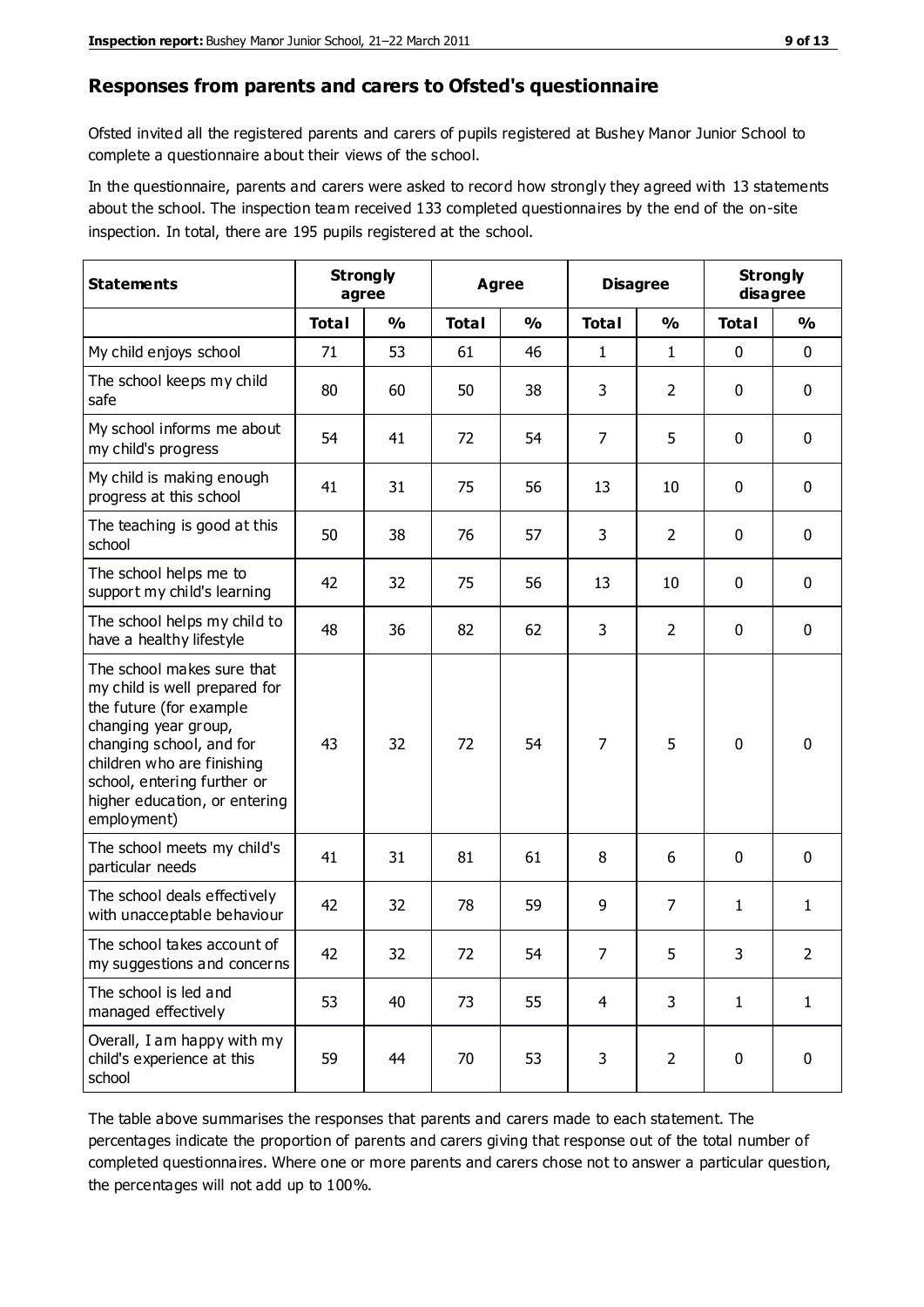## Responses from parents and carers to Ofsted's questionnaire

Ofsted invited all the registered parents and carers of pupils registered at Bushey Manor Junior School to complete a questionnaire about their views of the school.

In the questionnaire, parents and carers were asked to record how strongly they agreed with 13 statements about the school. The inspection team received 133 completed questionnaires by the end of the on-site inspection. In total, there are 195 pupils registered at the school.

| Statements | Strongly agree | | Agree | | Disagree | | Strongly disagree | |
|---|---|---|---|---|---|---|---|---|
| | Total | % | Total | % | Total | % | Total | % |
| My child enjoys school | 71 | 53 | 61 | 46 | 1 | 1 | 0 | 0 |
| The school keeps my child safe | 80 | 60 | 50 | 38 | 3 | 2 | 0 | 0 |
| My school informs me about my child's progress | 54 | 41 | 72 | 54 | 7 | 5 | 0 | 0 |
| My child is making enough progress at this school | 41 | 31 | 75 | 56 | 13 | 10 | 0 | 0 |
| The teaching is good at this school | 50 | 38 | 76 | 57 | 3 | 2 | 0 | 0 |
| The school helps me to support my child's learning | 42 | 32 | 75 | 56 | 13 | 10 | 0 | 0 |
| The school helps my child to have a healthy lifestyle | 48 | 36 | 82 | 62 | 3 | 2 | 0 | 0 |
| The school makes sure that my child is well prepared for the future (for example changing year group, changing school, and for children who are finishing school, entering further or higher education, or entering employment) | 43 | 32 | 72 | 54 | 7 | 5 | 0 | 0 |
| The school meets my child's particular needs | 41 | 31 | 81 | 61 | 8 | 6 | 0 | 0 |
| The school deals effectively with unacceptable behaviour | 42 | 32 | 78 | 59 | 9 | 7 | 1 | 1 |
| The school takes account of my suggestions and concerns | 42 | 32 | 72 | 54 | 7 | 5 | 3 | 2 |
| The school is led and managed effectively | 53 | 40 | 73 | 55 | 4 | 3 | 1 | 1 |
| Overall, I am happy with my child's experience at this school | 59 | 44 | 70 | 53 | 3 | 2 | 0 | 0 |

The table above summarises the responses that parents and carers made to each statement. The percentages indicate the proportion of parents and carers giving that response out of the total number of completed questionnaires. Where one or more parents and carers chose not to answer a particular question, the percentages will not add up to 100%.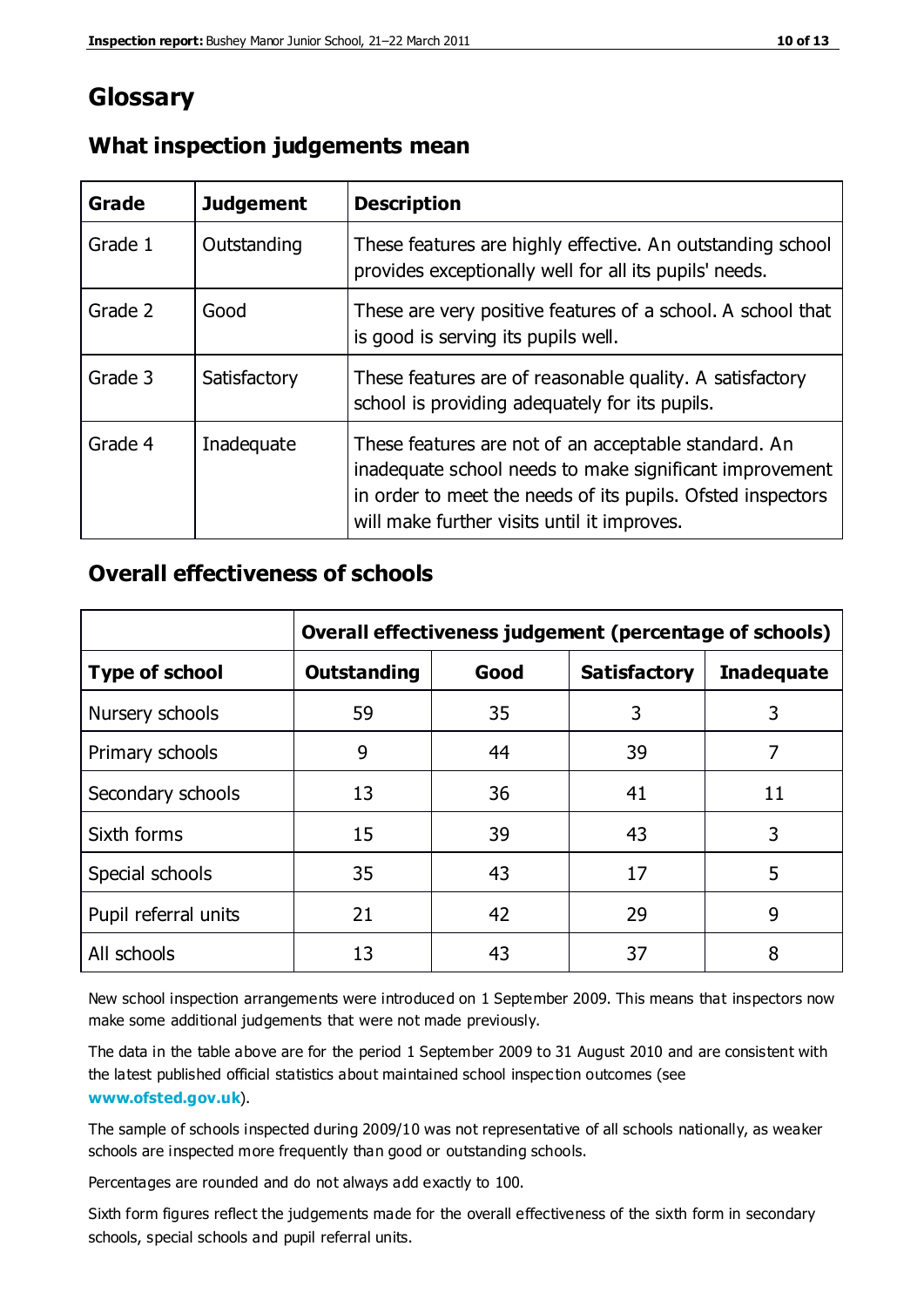# Glossary

## What inspection judgements mean

| Grade | Judgement | Description |
| --- | --- | --- |
| Grade 1 | Outstanding | These features are highly effective. An outstanding school provides exceptionally well for all its pupils' needs. |
| Grade 2 | Good | These are very positive features of a school. A school that is good is serving its pupils well. |
| Grade 3 | Satisfactory | These features are of reasonable quality. A satisfactory school is providing adequately for its pupils. |
| Grade 4 | Inadequate | These features are not of an acceptable standard. An inadequate school needs to make significant improvement in order to meet the needs of its pupils. Ofsted inspectors will make further visits until it improves. |

## Overall effectiveness of schools

| | Overall effectiveness judgement (percentage of schools) | | | |
| --- | --- | --- | --- | --- |
| **Type of school** | **Outstanding** | **Good** | **Satisfactory** | **Inadequate** |
| Nursery schools | 59 | 35 | 3 | 3 |
| Primary schools | 9 | 44 | 39 | 7 |
| Secondary schools | 13 | 36 | 41 | 11 |
| Sixth forms | 15 | 39 | 43 | 3 |
| Special schools | 35 | 43 | 17 | 5 |
| Pupil referral units | 21 | 42 | 29 | 9 |
| All schools | 13 | 43 | 37 | 8 |

New school inspection arrangements were introduced on 1 September 2009. This means that inspectors now make some additional judgements that were not made previously.

The data in the table above are for the period 1 September 2009 to 31 August 2010 and are consistent with the latest published official statistics about maintained school inspection outcomes (see **www.ofsted.gov.uk**).

The sample of schools inspected during 2009/10 was not representative of all schools nationally, as weaker schools are inspected more frequently than good or outstanding schools.

Percentages are rounded and do not always add exactly to 100.

Sixth form figures reflect the judgements made for the overall effectiveness of the sixth form in secondary schools, special schools and pupil referral units.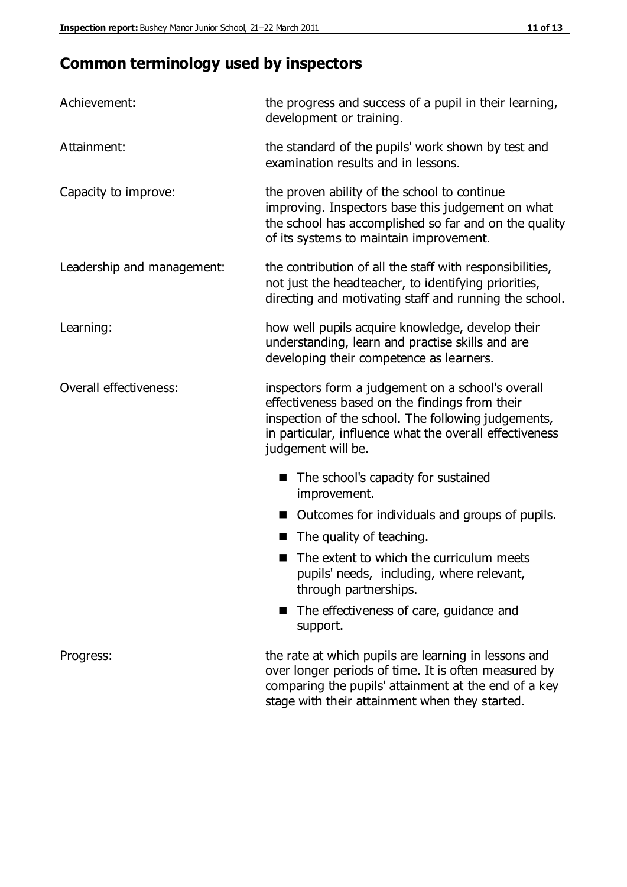## Common terminology used by inspectors

| | |
|---|---|
| Achievement: | the progress and success of a pupil in their learning, development or training. |
| Attainment: | the standard of the pupils' work shown by test and examination results and in lessons. |
| Capacity to improve: | the proven ability of the school to continue improving. Inspectors base this judgement on what the school has accomplished so far and on the quality of its systems to maintain improvement. |
| Leadership and management: | the contribution of all the staff with responsibilities, not just the headteacher, to identifying priorities, directing and motivating staff and running the school. |
| Learning: | how well pupils acquire knowledge, develop their understanding, learn and practise skills and are developing their competence as learners. |
| Overall effectiveness: | inspectors form a judgement on a school's overall effectiveness based on the findings from their inspection of the school. The following judgements, in particular, influence what the overall effectiveness judgement will be. <br>■ The school's capacity for sustained improvement.<br>■ Outcomes for individuals and groups of pupils.<br>■ The quality of teaching.<br>■ The extent to which the curriculum meets pupils' needs, including, where relevant, through partnerships.<br>■ The effectiveness of care, guidance and support. |
| Progress: | the rate at which pupils are learning in lessons and over longer periods of time. It is often measured by comparing the pupils' attainment at the end of a key stage with their attainment when they started. |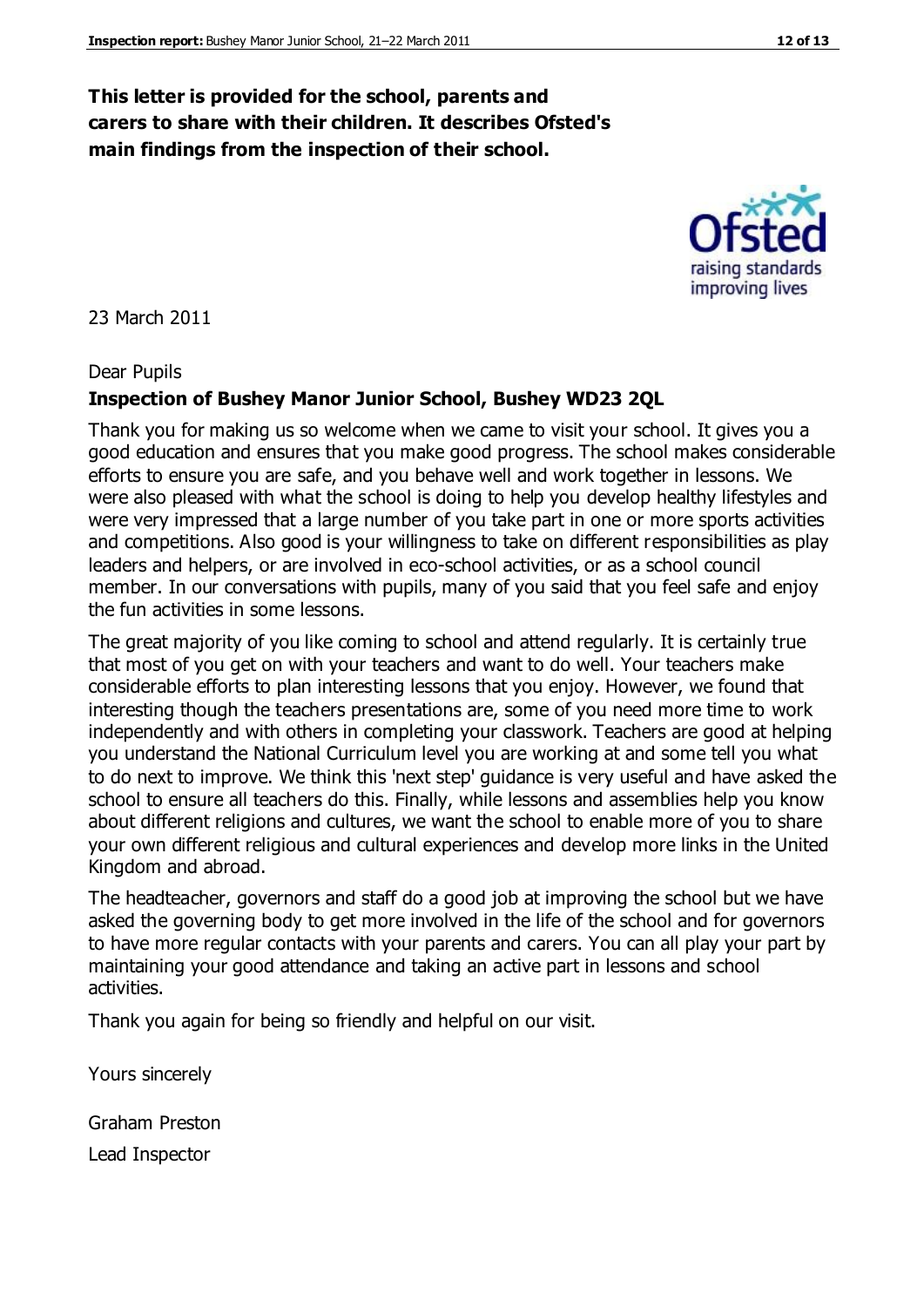**This letter is provided for the school, parents and carers to share with their children. It describes Ofsted's main findings from the inspection of their school.**

23 March 2011

Dear Pupils

**Inspection of Bushey Manor Junior School, Bushey WD23 2QL**

Thank you for making us so welcome when we came to visit your school. It gives you a good education and ensures that you make good progress. The school makes considerable efforts to ensure you are safe, and you behave well and work together in lessons. We were also pleased with what the school is doing to help you develop healthy lifestyles and were very impressed that a large number of you take part in one or more sports activities and competitions. Also good is your willingness to take on different responsibilities as play leaders and helpers, or are involved in eco-school activities, or as a school council member. In our conversations with pupils, many of you said that you feel safe and enjoy the fun activities in some lessons.

The great majority of you like coming to school and attend regularly. It is certainly true that most of you get on with your teachers and want to do well. Your teachers make considerable efforts to plan interesting lessons that you enjoy. However, we found that interesting though the teachers presentations are, some of you need more time to work independently and with others in completing your classwork. Teachers are good at helping you understand the National Curriculum level you are working at and some tell you what to do next to improve. We think this 'next step' guidance is very useful and have asked the school to ensure all teachers do this. Finally, while lessons and assemblies help you know about different religions and cultures, we want the school to enable more of you to share your own different religious and cultural experiences and develop more links in the United Kingdom and abroad.

The headteacher, governors and staff do a good job at improving the school but we have asked the governing body to get more involved in the life of the school and for governors to have more regular contacts with your parents and carers. You can all play your part by maintaining your good attendance and taking an active part in lessons and school activities.

Thank you again for being so friendly and helpful on our visit.

Yours sincerely

Graham Preston

Lead Inspector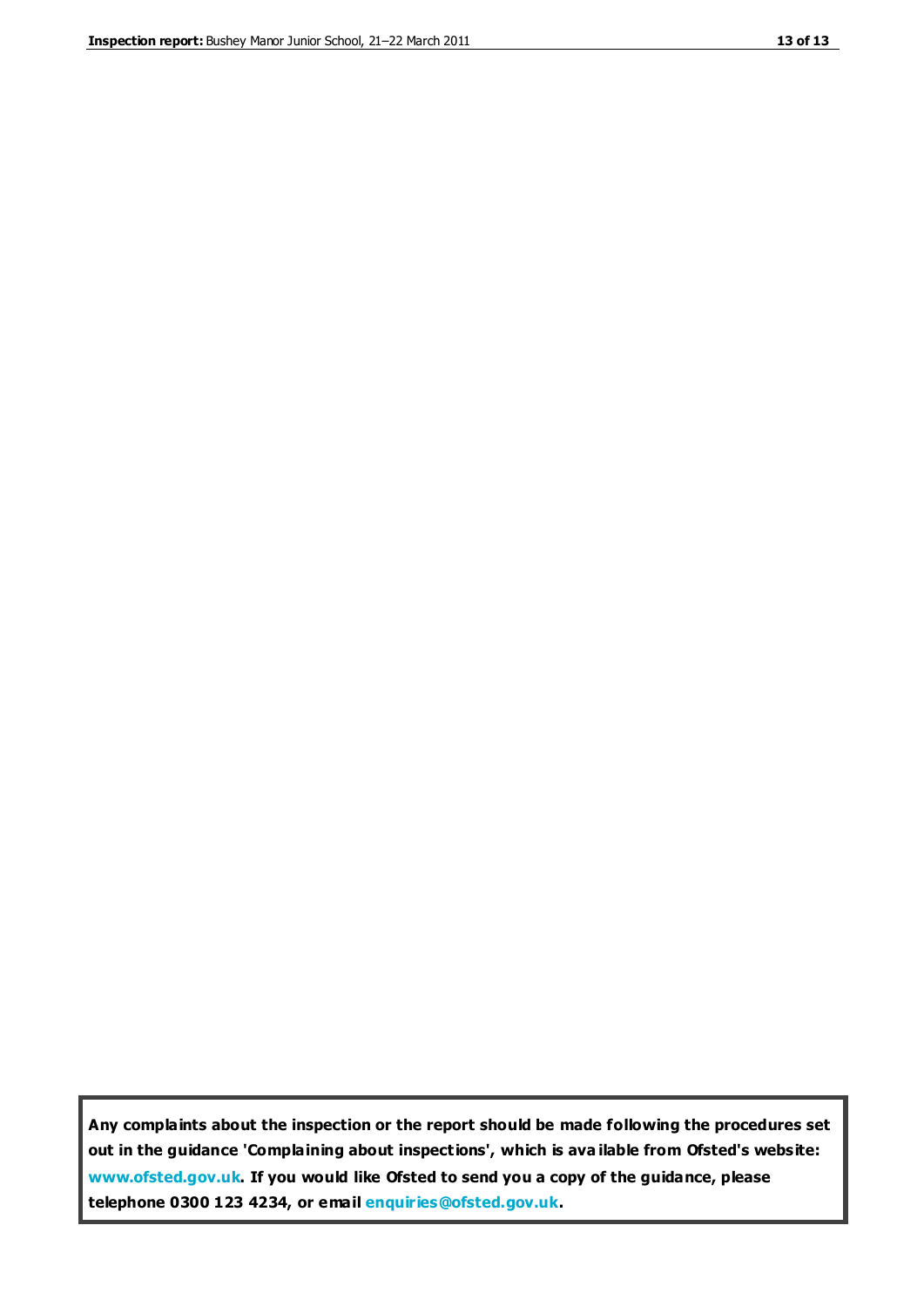**Any complaints about the inspection or the report should be made following the procedures set out in the guidance 'Complaining about inspections', which is available from Ofsted's website: www.ofsted.gov.uk. If you would like Ofsted to send you a copy of the guidance, please telephone 0300 123 4234, or email enquiries@ofsted.gov.uk.**